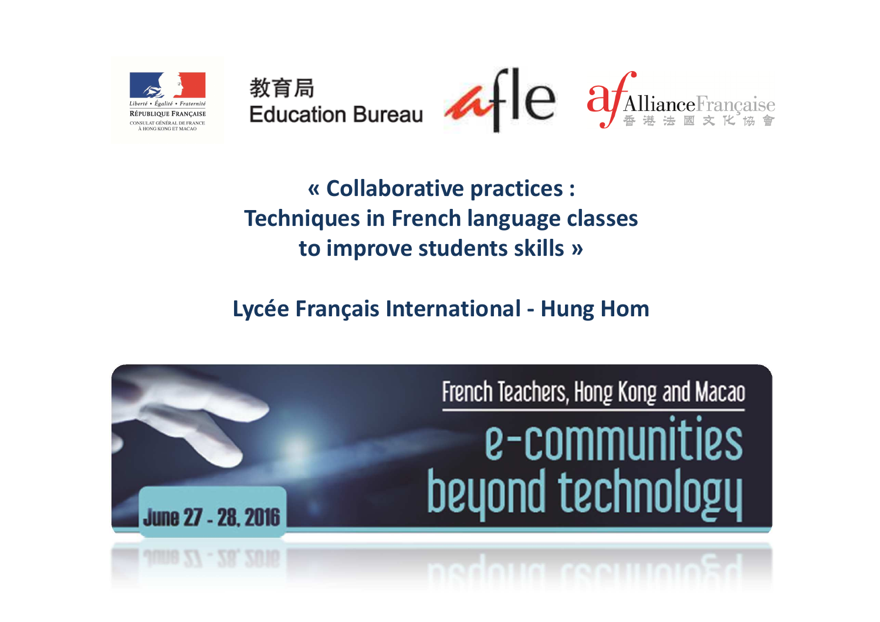Liberté • Égalité • Fraternité
RÉPUBLIQUE FRANÇAISE
CONSULAT GÉNÉRAL DE FRANCE À HONG KONG ET MACAO

教育局
Education Bureau

afle

Alliance Française
香港法國文化協會

# « Collaborative practices : Techniques in French language classes to improve students skills »

## Lycée Français International - Hung Hom

French Teachers, Hong Kong and Macao

e-communities beyond technology

June 27 - 28, 2016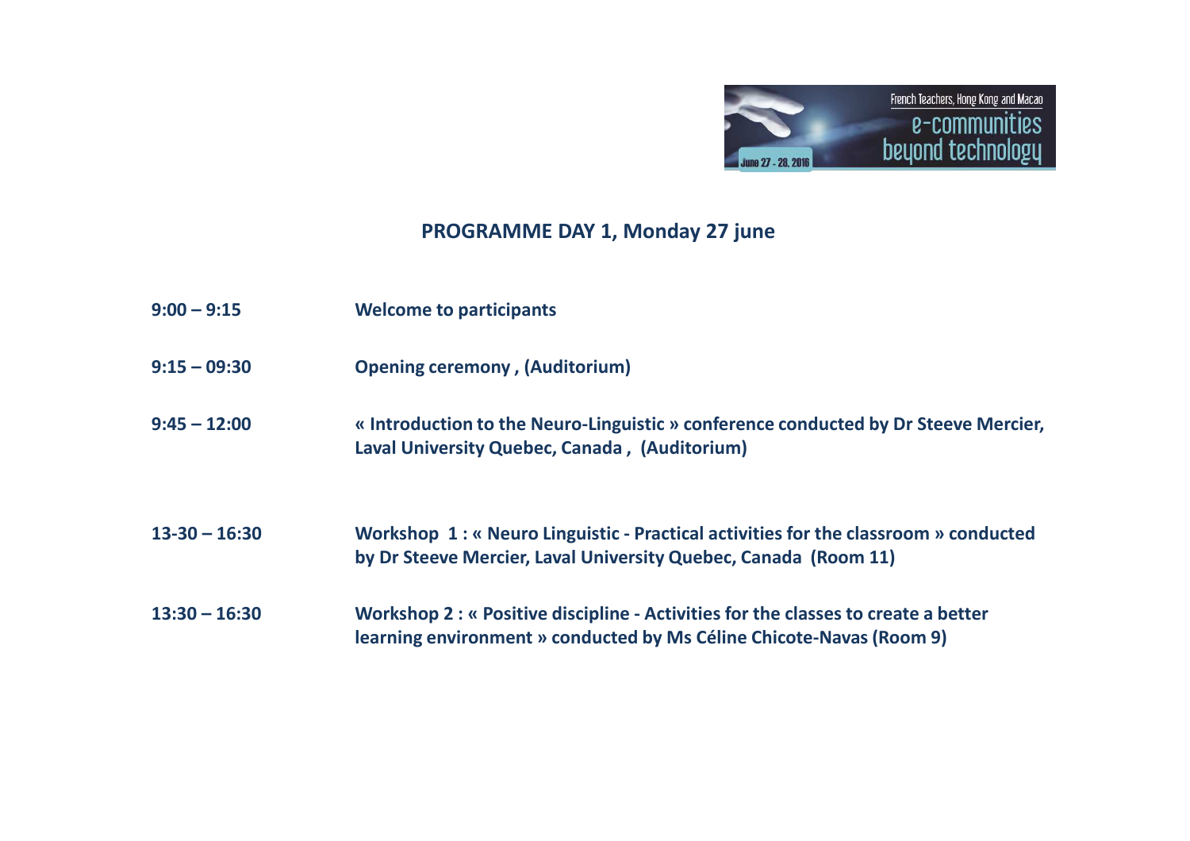French Teachers, Hong Kong and Macao

e-communities beyond technology

June 27 - 28, 2016

## PROGRAMME DAY 1, Monday 27 june

| | |
|---|---|
| **9:00 – 9:15** | **Welcome to participants** |
| **9:15 – 09:30** | **Opening ceremony , (Auditorium)** |
| **9:45 – 12:00** | **« Introduction to the Neuro-Linguistic » conference conducted by Dr Steeve Mercier, Laval University Quebec, Canada , (Auditorium)** |
| **13-30 – 16:30** | **Workshop 1 : « Neuro Linguistic - Practical activities for the classroom » conducted by Dr Steeve Mercier, Laval University Quebec, Canada (Room 11)** |
| **13:30 – 16:30** | **Workshop 2 : « Positive discipline - Activities for the classes to create a better learning environment » conducted by Ms Céline Chicote-Navas (Room 9)** |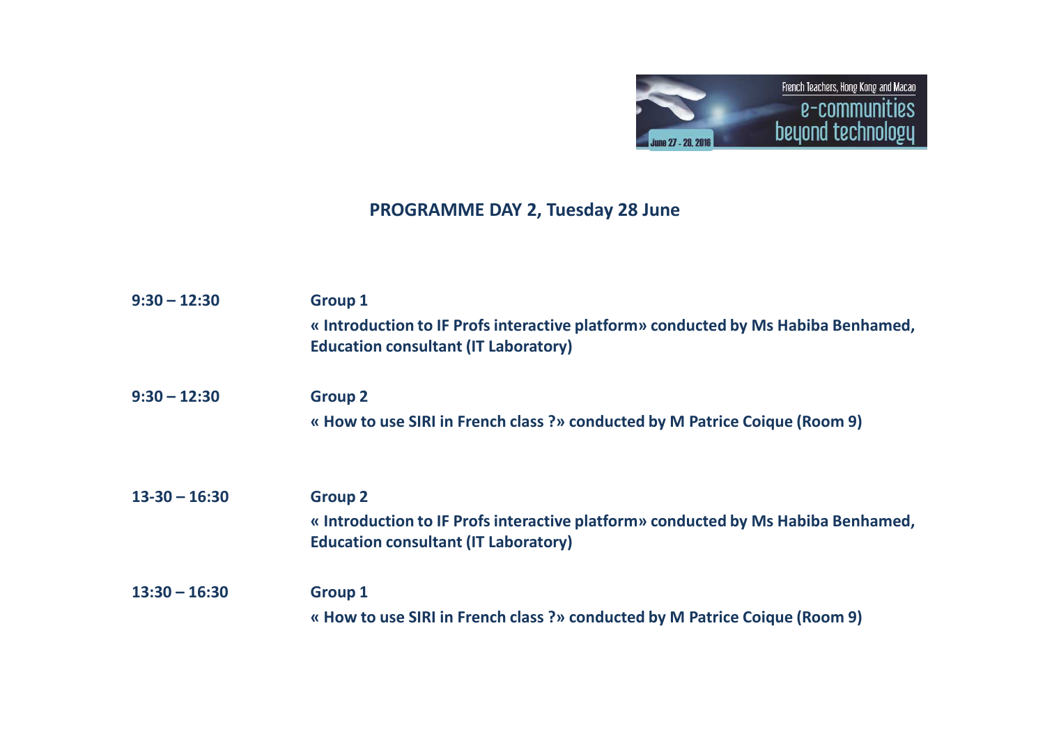French Teachers, Hong Kong and Macao
e-communities beyond technology
June 27 - 28, 2016

## PROGRAMME DAY 2, Tuesday 28 June

**9:30 – 12:30** **Group 1**

**« Introduction to IF Profs interactive platform» conducted by Ms Habiba Benhamed, Education consultant (IT Laboratory)**

**9:30 – 12:30** **Group 2**

**« How to use SIRI in French class ?» conducted by M Patrice Coique (Room 9)**

**13-30 – 16:30** **Group 2**

**« Introduction to IF Profs interactive platform» conducted by Ms Habiba Benhamed, Education consultant (IT Laboratory)**

**13:30 – 16:30** **Group 1**

**« How to use SIRI in French class ?» conducted by M Patrice Coique (Room 9)**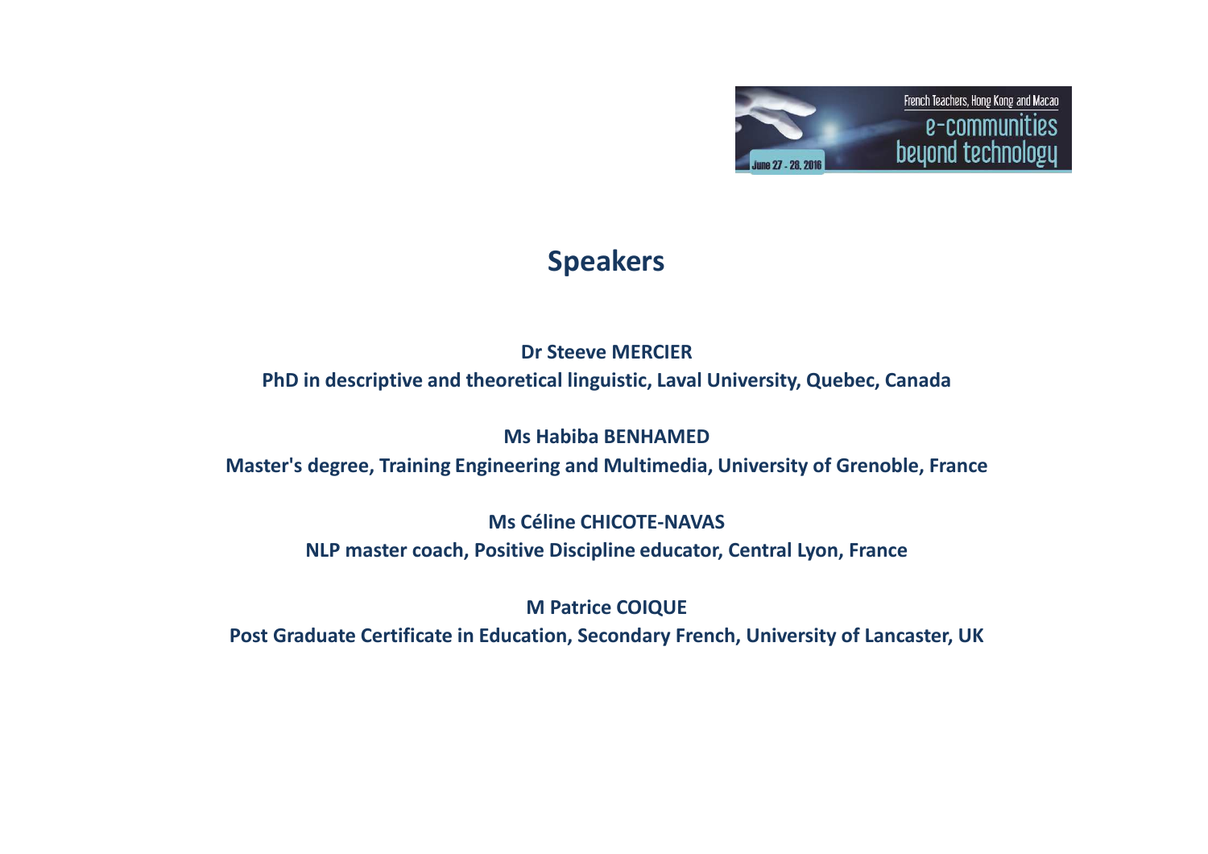# Speakers

**Dr Steeve MERCIER**

**PhD in descriptive and theoretical linguistic, Laval University, Quebec, Canada**

**Ms Habiba BENHAMED**

**Master's degree, Training Engineering and Multimedia, University of Grenoble, France**

**Ms Céline CHICOTE-NAVAS**

**NLP master coach, Positive Discipline educator, Central Lyon, France**

**M Patrice COIQUE**

**Post Graduate Certificate in Education, Secondary French, University of Lancaster, UK**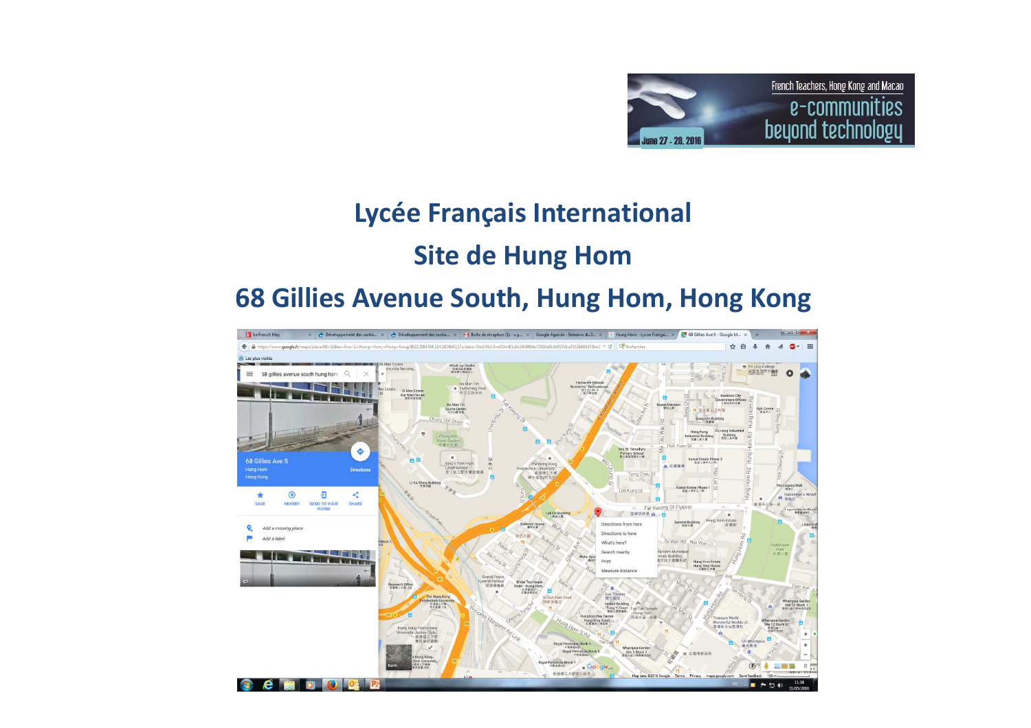# Lycée Français International

## Site de Hung Hom

## 68 Gillies Avenue South, Hung Hom, Hong Kong